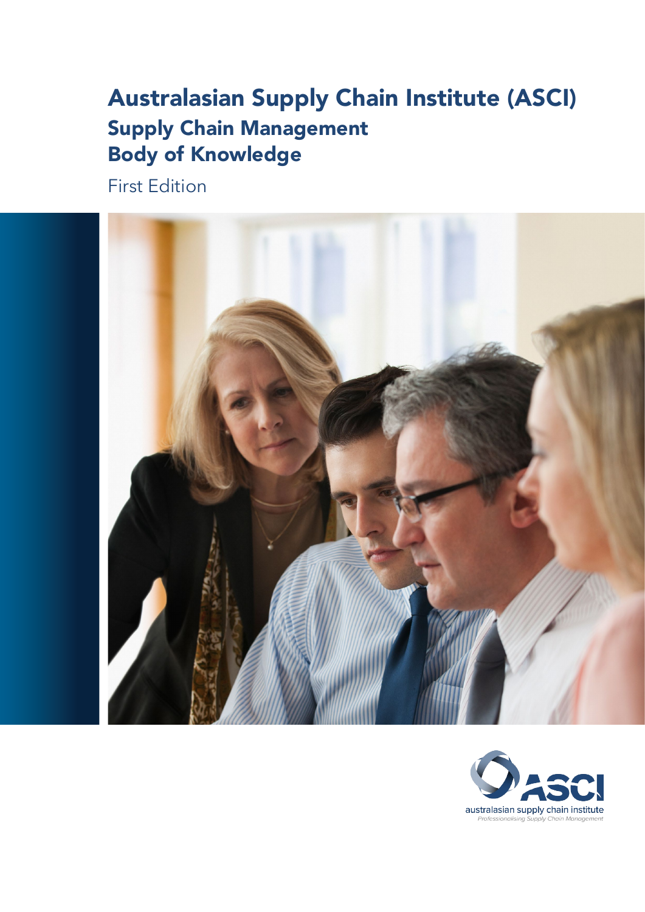# Australasian Supply Chain Institute (ASCI)

## Supply Chain Management Body of Knowledge

First Edition

ASCI

australasian supply chain institute

*Professionalising Supply Chain Management*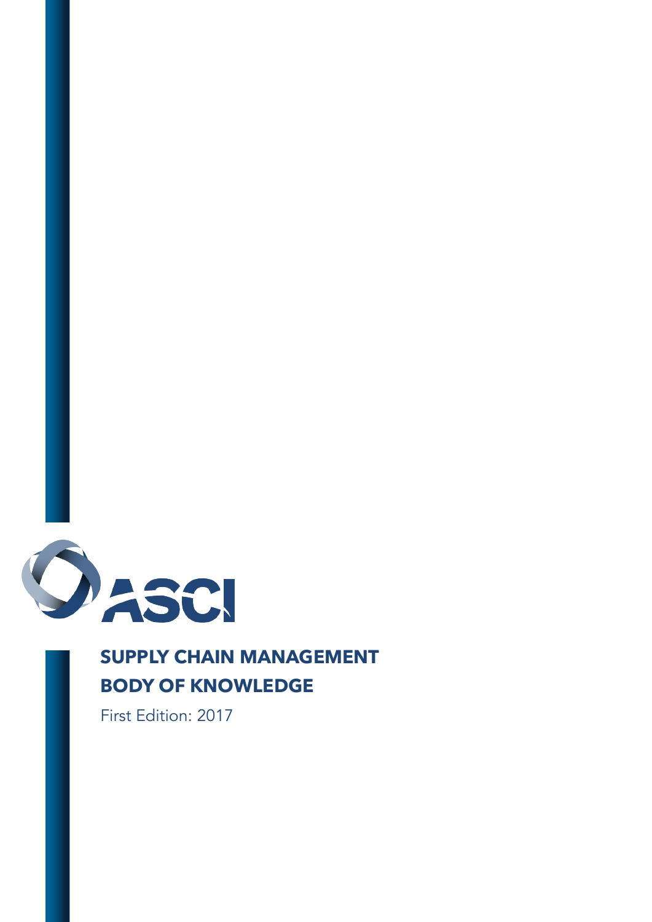ASCI

# SUPPLY CHAIN MANAGEMENT BODY OF KNOWLEDGE

First Edition: 2017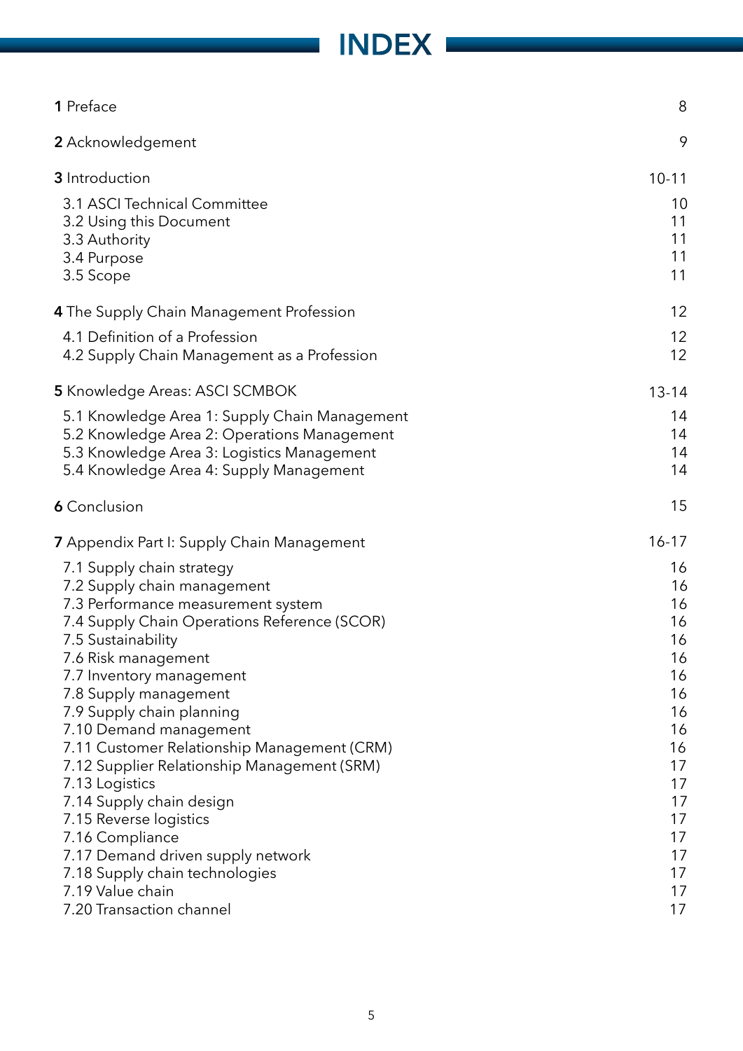# INDEX

| | |
|---|---|
| **1** Preface | 8 |
| **2** Acknowledgement | 9 |
| **3** Introduction | 10-11 |
| 3.1 ASCI Technical Committee | 10 |
| 3.2 Using this Document | 11 |
| 3.3 Authority | 11 |
| 3.4 Purpose | 11 |
| 3.5 Scope | 11 |
| **4** The Supply Chain Management Profession | 12 |
| 4.1 Definition of a Profession | 12 |
| 4.2 Supply Chain Management as a Profession | 12 |
| **5** Knowledge Areas: ASCI SCMBOK | 13-14 |
| 5.1 Knowledge Area 1: Supply Chain Management | 14 |
| 5.2 Knowledge Area 2: Operations Management | 14 |
| 5.3 Knowledge Area 3: Logistics Management | 14 |
| 5.4 Knowledge Area 4: Supply Management | 14 |
| **6** Conclusion | 15 |
| **7** Appendix Part I: Supply Chain Management | 16-17 |
| 7.1 Supply chain strategy | 16 |
| 7.2 Supply chain management | 16 |
| 7.3 Performance measurement system | 16 |
| 7.4 Supply Chain Operations Reference (SCOR) | 16 |
| 7.5 Sustainability | 16 |
| 7.6 Risk management | 16 |
| 7.7 Inventory management | 16 |
| 7.8 Supply management | 16 |
| 7.9 Supply chain planning | 16 |
| 7.10 Demand management | 16 |
| 7.11 Customer Relationship Management (CRM) | 16 |
| 7.12 Supplier Relationship Management (SRM) | 17 |
| 7.13 Logistics | 17 |
| 7.14 Supply chain design | 17 |
| 7.15 Reverse logistics | 17 |
| 7.16 Compliance | 17 |
| 7.17 Demand driven supply network | 17 |
| 7.18 Supply chain technologies | 17 |
| 7.19 Value chain | 17 |
| 7.20 Transaction channel | 17 |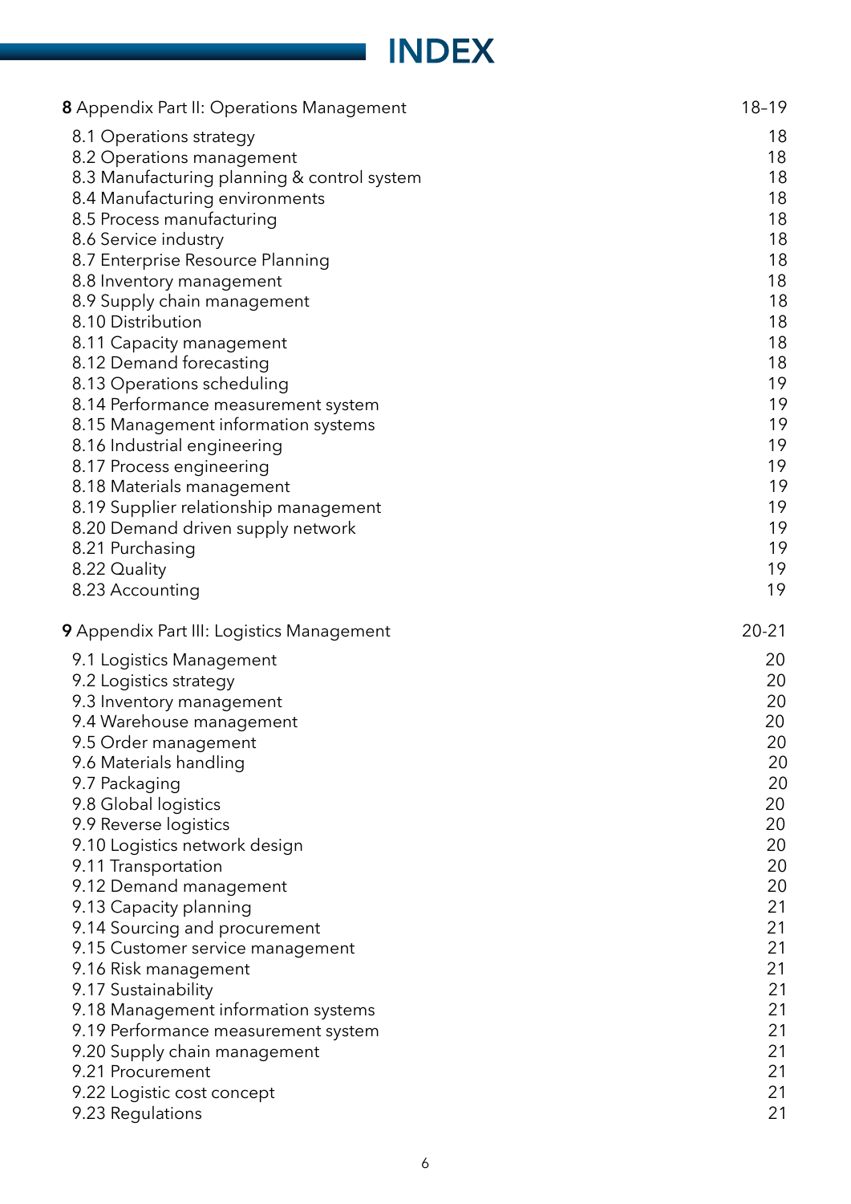# INDEX

| | |
|---|---|
| **8** Appendix Part II: Operations Management | 18–19 |
| 8.1 Operations strategy | 18 |
| 8.2 Operations management | 18 |
| 8.3 Manufacturing planning & control system | 18 |
| 8.4 Manufacturing environments | 18 |
| 8.5 Process manufacturing | 18 |
| 8.6 Service industry | 18 |
| 8.7 Enterprise Resource Planning | 18 |
| 8.8 Inventory management | 18 |
| 8.9 Supply chain management | 18 |
| 8.10 Distribution | 18 |
| 8.11 Capacity management | 18 |
| 8.12 Demand forecasting | 18 |
| 8.13 Operations scheduling | 19 |
| 8.14 Performance measurement system | 19 |
| 8.15 Management information systems | 19 |
| 8.16 Industrial engineering | 19 |
| 8.17 Process engineering | 19 |
| 8.18 Materials management | 19 |
| 8.19 Supplier relationship management | 19 |
| 8.20 Demand driven supply network | 19 |
| 8.21 Purchasing | 19 |
| 8.22 Quality | 19 |
| 8.23 Accounting | 19 |
| **9** Appendix Part III: Logistics Management | 20-21 |
| 9.1 Logistics Management | 20 |
| 9.2 Logistics strategy | 20 |
| 9.3 Inventory management | 20 |
| 9.4 Warehouse management | 20 |
| 9.5 Order management | 20 |
| 9.6 Materials handling | 20 |
| 9.7 Packaging | 20 |
| 9.8 Global logistics | 20 |
| 9.9 Reverse logistics | 20 |
| 9.10 Logistics network design | 20 |
| 9.11 Transportation | 20 |
| 9.12 Demand management | 20 |
| 9.13 Capacity planning | 21 |
| 9.14 Sourcing and procurement | 21 |
| 9.15 Customer service management | 21 |
| 9.16 Risk management | 21 |
| 9.17 Sustainability | 21 |
| 9.18 Management information systems | 21 |
| 9.19 Performance measurement system | 21 |
| 9.20 Supply chain management | 21 |
| 9.21 Procurement | 21 |
| 9.22 Logistic cost concept | 21 |
| 9.23 Regulations | 21 |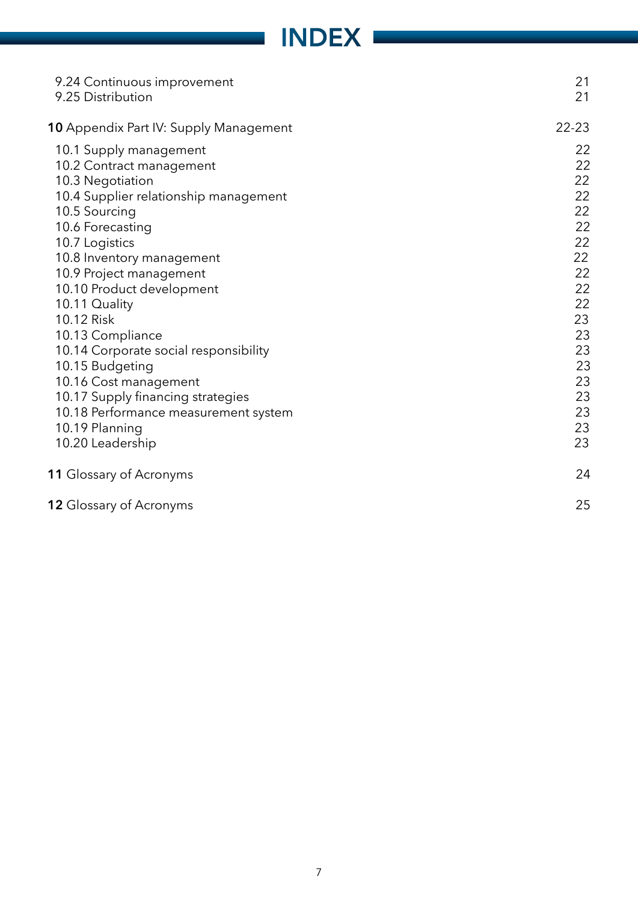# INDEX

| | |
|---|---|
| 9.24 Continuous improvement | 21 |
| 9.25 Distribution | 21 |
| **10** Appendix Part IV: Supply Management | 22-23 |
| 10.1 Supply management | 22 |
| 10.2 Contract management | 22 |
| 10.3 Negotiation | 22 |
| 10.4 Supplier relationship management | 22 |
| 10.5 Sourcing | 22 |
| 10.6 Forecasting | 22 |
| 10.7 Logistics | 22 |
| 10.8 Inventory management | 22 |
| 10.9 Project management | 22 |
| 10.10 Product development | 22 |
| 10.11 Quality | 22 |
| 10.12 Risk | 23 |
| 10.13 Compliance | 23 |
| 10.14 Corporate social responsibility | 23 |
| 10.15 Budgeting | 23 |
| 10.16 Cost management | 23 |
| 10.17 Supply financing strategies | 23 |
| 10.18 Performance measurement system | 23 |
| 10.19 Planning | 23 |
| 10.20 Leadership | 23 |
| **11** Glossary of Acronyms | 24 |
| **12** Glossary of Acronyms | 25 |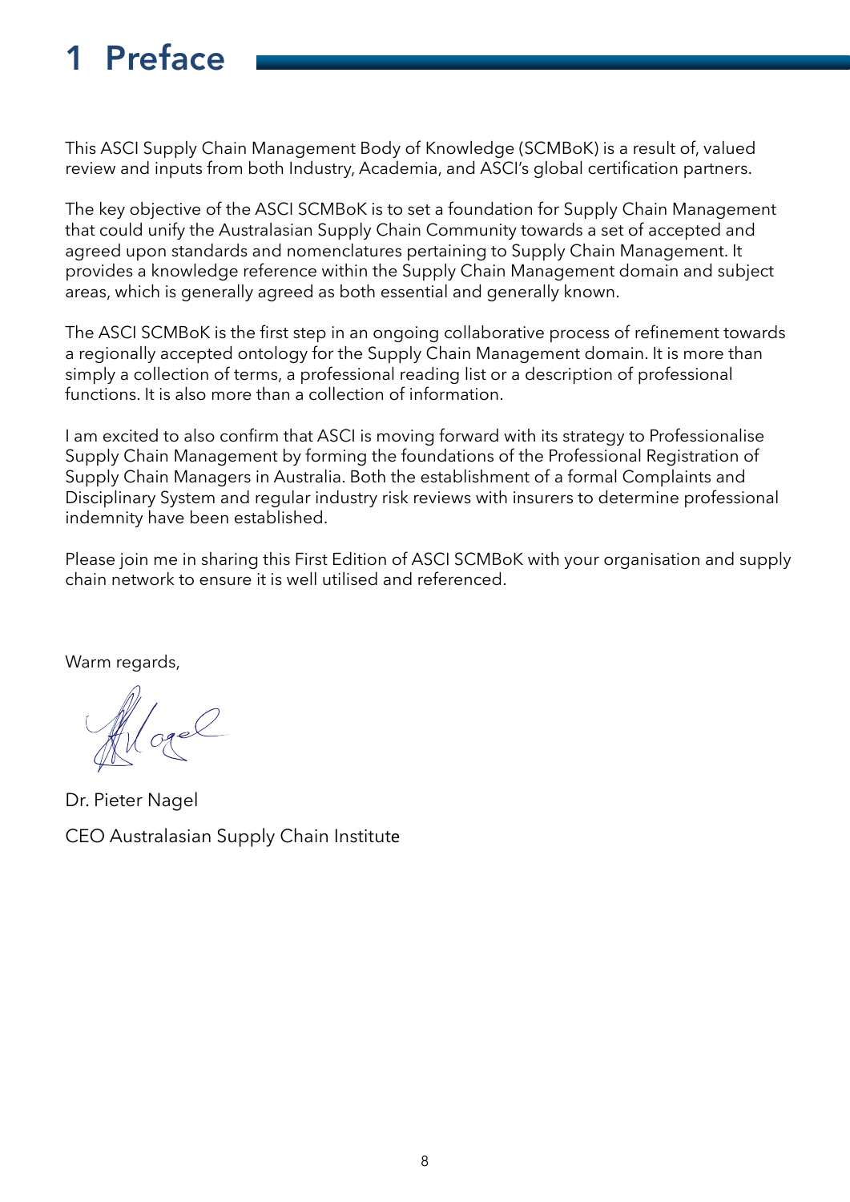# 1 Preface

This ASCI Supply Chain Management Body of Knowledge (SCMBoK) is a result of, valued review and inputs from both Industry, Academia, and ASCI's global certification partners.

The key objective of the ASCI SCMBoK is to set a foundation for Supply Chain Management that could unify the Australasian Supply Chain Community towards a set of accepted and agreed upon standards and nomenclatures pertaining to Supply Chain Management. It provides a knowledge reference within the Supply Chain Management domain and subject areas, which is generally agreed as both essential and generally known.

The ASCI SCMBoK is the first step in an ongoing collaborative process of refinement towards a regionally accepted ontology for the Supply Chain Management domain. It is more than simply a collection of terms, a professional reading list or a description of professional functions. It is also more than a collection of information.

I am excited to also confirm that ASCI is moving forward with its strategy to Professionalise Supply Chain Management by forming the foundations of the Professional Registration of Supply Chain Managers in Australia. Both the establishment of a formal Complaints and Disciplinary System and regular industry risk reviews with insurers to determine professional indemnity have been established.

Please join me in sharing this First Edition of ASCI SCMBoK with your organisation and supply chain network to ensure it is well utilised and referenced.

Warm regards,

Dr. Pieter Nagel

CEO Australasian Supply Chain Institute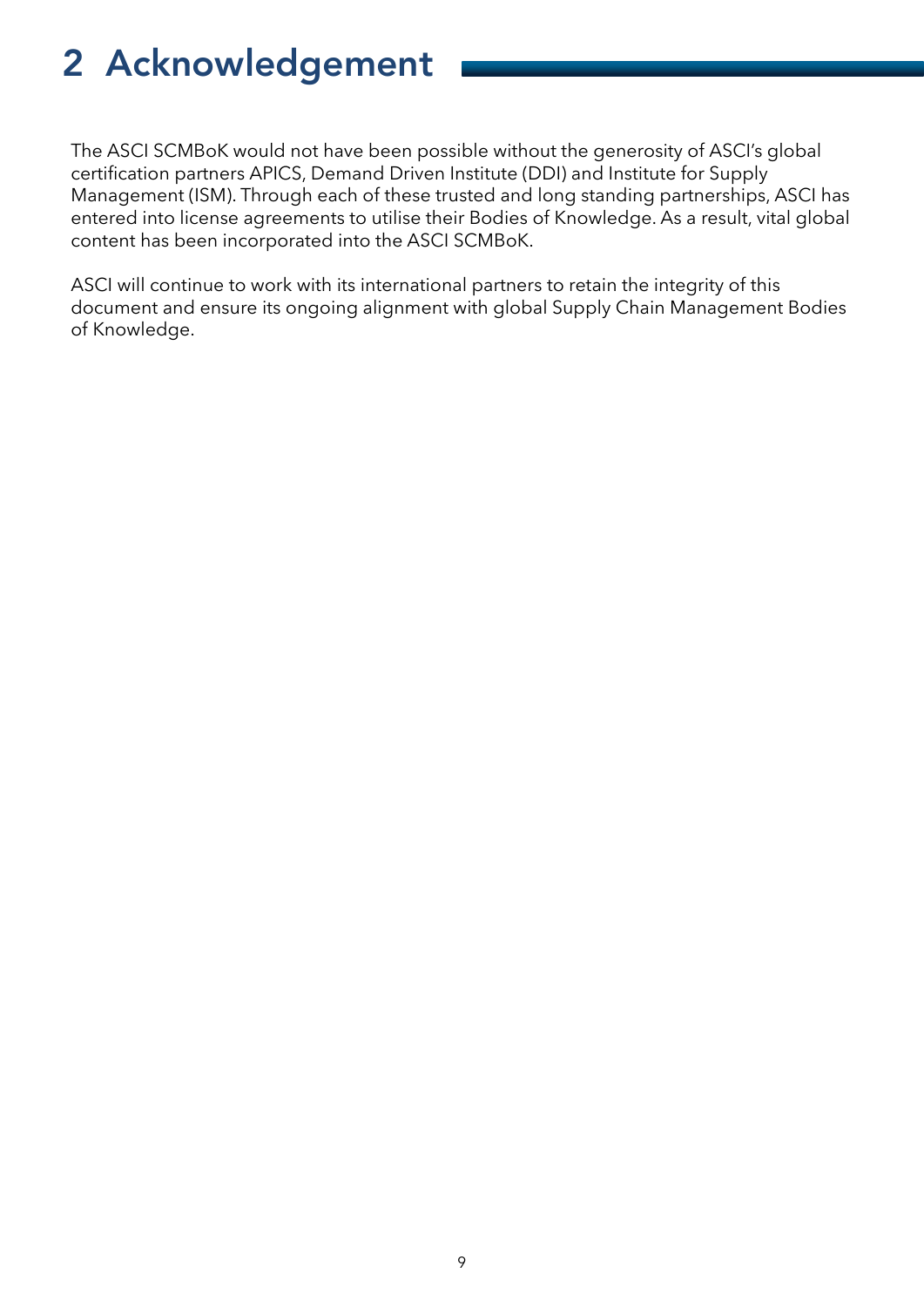# 2 Acknowledgement

The ASCI SCMBoK would not have been possible without the generosity of ASCI's global certification partners APICS, Demand Driven Institute (DDI) and Institute for Supply Management (ISM). Through each of these trusted and long standing partnerships, ASCI has entered into license agreements to utilise their Bodies of Knowledge. As a result, vital global content has been incorporated into the ASCI SCMBoK.

ASCI will continue to work with its international partners to retain the integrity of this document and ensure its ongoing alignment with global Supply Chain Management Bodies of Knowledge.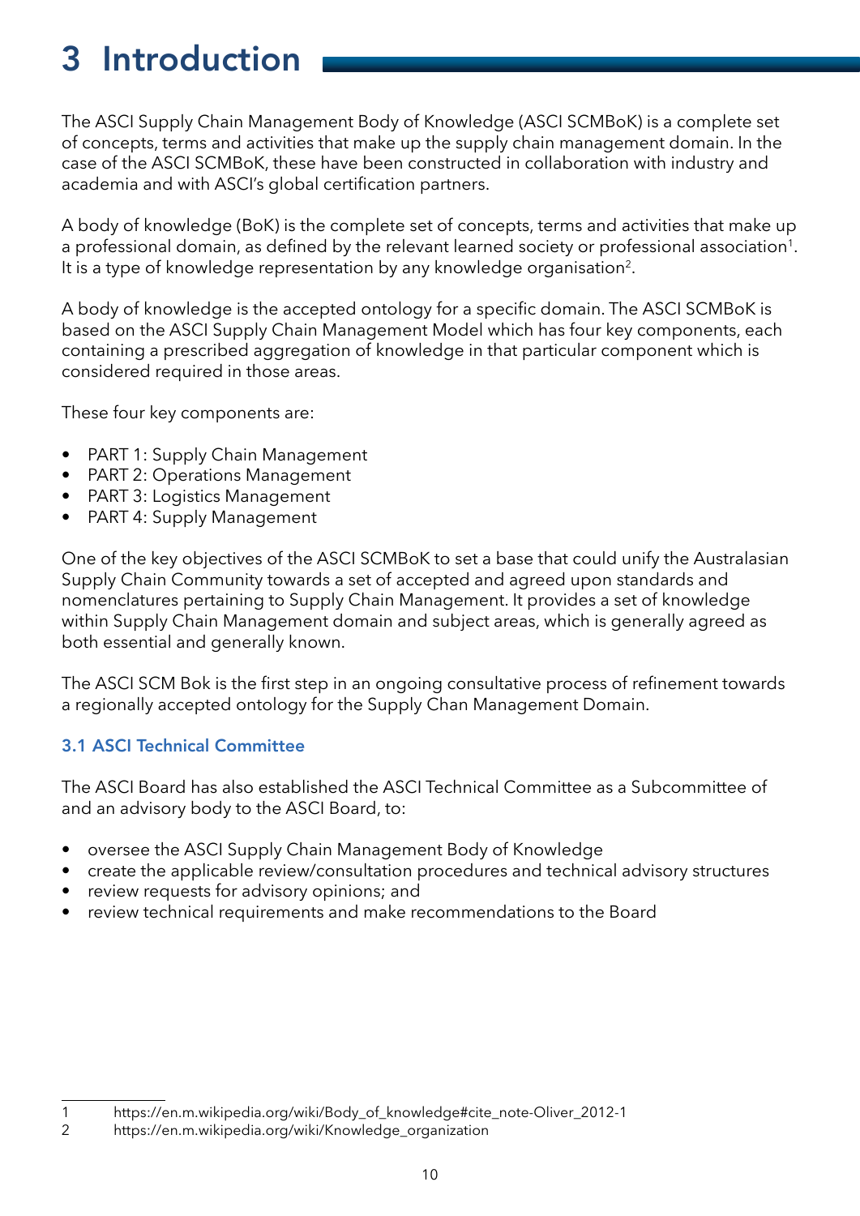# 3 Introduction

The ASCI Supply Chain Management Body of Knowledge (ASCI SCMBoK) is a complete set of concepts, terms and activities that make up the supply chain management domain. In the case of the ASCI SCMBoK, these have been constructed in collaboration with industry and academia and with ASCI's global certification partners.

A body of knowledge (BoK) is the complete set of concepts, terms and activities that make up a professional domain, as defined by the relevant learned society or professional association[1]. It is a type of knowledge representation by any knowledge organisation[2].

A body of knowledge is the accepted ontology for a specific domain. The ASCI SCMBoK is based on the ASCI Supply Chain Management Model which has four key components, each containing a prescribed aggregation of knowledge in that particular component which is considered required in those areas.

These four key components are:

- PART 1: Supply Chain Management
- PART 2: Operations Management
- PART 3: Logistics Management
- PART 4: Supply Management

One of the key objectives of the ASCI SCMBoK to set a base that could unify the Australasian Supply Chain Community towards a set of accepted and agreed upon standards and nomenclatures pertaining to Supply Chain Management. It provides a set of knowledge within Supply Chain Management domain and subject areas, which is generally agreed as both essential and generally known.

The ASCI SCM Bok is the first step in an ongoing consultative process of refinement towards a regionally accepted ontology for the Supply Chan Management Domain.

### 3.1 ASCI Technical Committee

The ASCI Board has also established the ASCI Technical Committee as a Subcommittee of and an advisory body to the ASCI Board, to:

- oversee the ASCI Supply Chain Management Body of Knowledge
- create the applicable review/consultation procedures and technical advisory structures
- review requests for advisory opinions; and
- review technical requirements and make recommendations to the Board

---

1 https://en.m.wikipedia.org/wiki/Body_of_knowledge#cite_note-Oliver_2012-1

2 https://en.m.wikipedia.org/wiki/Knowledge_organization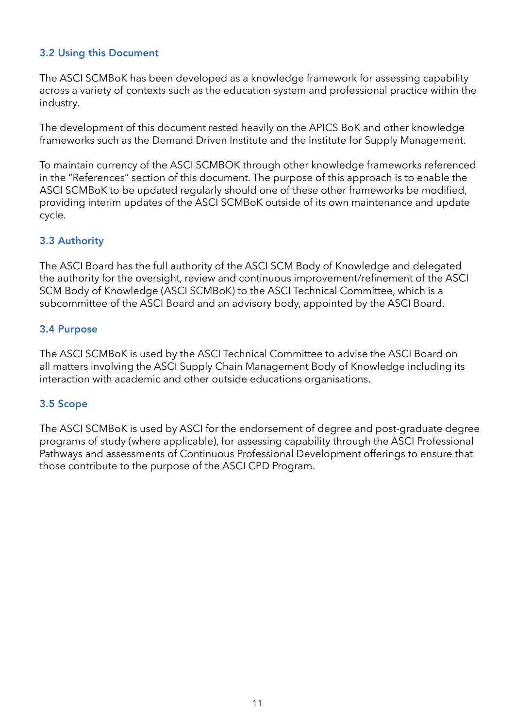### 3.2 Using this Document

The ASCI SCMBoK has been developed as a knowledge framework for assessing capability across a variety of contexts such as the education system and professional practice within the industry.

The development of this document rested heavily on the APICS BoK and other knowledge frameworks such as the Demand Driven Institute and the Institute for Supply Management.

To maintain currency of the ASCI SCMBOK through other knowledge frameworks referenced in the "References" section of this document. The purpose of this approach is to enable the ASCI SCMBoK to be updated regularly should one of these other frameworks be modified, providing interim updates of the ASCI SCMBoK outside of its own maintenance and update cycle.

### 3.3 Authority

The ASCI Board has the full authority of the ASCI SCM Body of Knowledge and delegated the authority for the oversight, review and continuous improvement/refinement of the ASCI SCM Body of Knowledge (ASCI SCMBoK) to the ASCI Technical Committee, which is a subcommittee of the ASCI Board and an advisory body, appointed by the ASCI Board.

### 3.4 Purpose

The ASCI SCMBoK is used by the ASCI Technical Committee to advise the ASCI Board on all matters involving the ASCI Supply Chain Management Body of Knowledge including its interaction with academic and other outside educations organisations.

### 3.5 Scope

The ASCI SCMBoK is used by ASCI for the endorsement of degree and post-graduate degree programs of study (where applicable), for assessing capability through the ASCI Professional Pathways and assessments of Continuous Professional Development offerings to ensure that those contribute to the purpose of the ASCI CPD Program.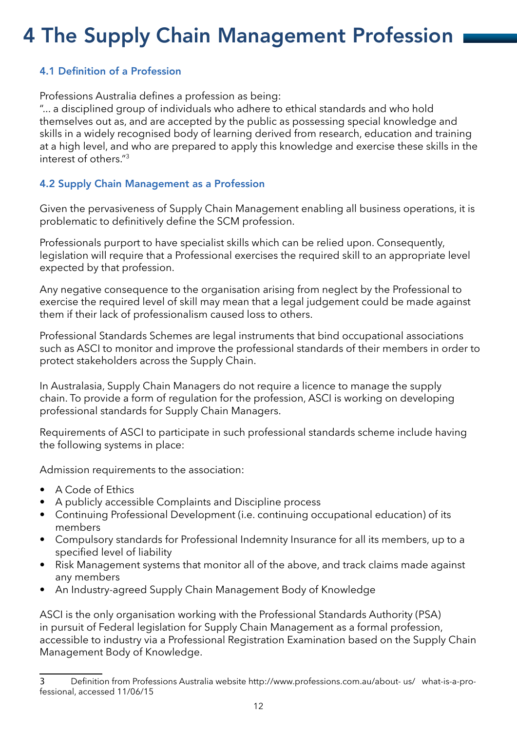# 4 The Supply Chain Management Profession

### 4.1 Definition of a Profession

Professions Australia defines a profession as being:
"... a disciplined group of individuals who adhere to ethical standards and who hold themselves out as, and are accepted by the public as possessing special knowledge and skills in a widely recognised body of learning derived from research, education and training at a high level, and who are prepared to apply this knowledge and exercise these skills in the interest of others."[3]

### 4.2 Supply Chain Management as a Profession

Given the pervasiveness of Supply Chain Management enabling all business operations, it is problematic to definitively define the SCM profession.

Professionals purport to have specialist skills which can be relied upon. Consequently, legislation will require that a Professional exercises the required skill to an appropriate level expected by that profession.

Any negative consequence to the organisation arising from neglect by the Professional to exercise the required level of skill may mean that a legal judgement could be made against them if their lack of professionalism caused loss to others.

Professional Standards Schemes are legal instruments that bind occupational associations such as ASCI to monitor and improve the professional standards of their members in order to protect stakeholders across the Supply Chain.

In Australasia, Supply Chain Managers do not require a licence to manage the supply chain. To provide a form of regulation for the profession, ASCI is working on developing professional standards for Supply Chain Managers.

Requirements of ASCI to participate in such professional standards scheme include having the following systems in place:

Admission requirements to the association:

- A Code of Ethics
- A publicly accessible Complaints and Discipline process
- Continuing Professional Development (i.e. continuing occupational education) of its members
- Compulsory standards for Professional Indemnity Insurance for all its members, up to a specified level of liability
- Risk Management systems that monitor all of the above, and track claims made against any members
- An Industry-agreed Supply Chain Management Body of Knowledge

ASCI is the only organisation working with the Professional Standards Authority (PSA) in pursuit of Federal legislation for Supply Chain Management as a formal profession, accessible to industry via a Professional Registration Examination based on the Supply Chain Management Body of Knowledge.

---

3 Definition from Professions Australia website http://www.professions.com.au/about- us/ what-is-a-professional, accessed 11/06/15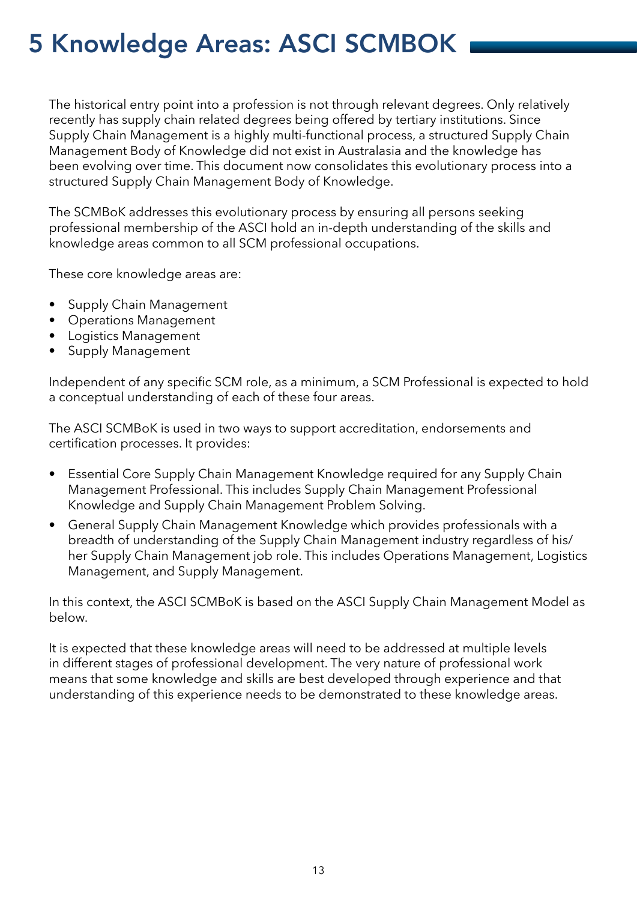# 5 Knowledge Areas: ASCI SCMBOK

The historical entry point into a profession is not through relevant degrees. Only relatively recently has supply chain related degrees being offered by tertiary institutions. Since Supply Chain Management is a highly multi-functional process, a structured Supply Chain Management Body of Knowledge did not exist in Australasia and the knowledge has been evolving over time. This document now consolidates this evolutionary process into a structured Supply Chain Management Body of Knowledge.

The SCMBoK addresses this evolutionary process by ensuring all persons seeking professional membership of the ASCI hold an in-depth understanding of the skills and knowledge areas common to all SCM professional occupations.

These core knowledge areas are:

- Supply Chain Management
- Operations Management
- Logistics Management
- Supply Management

Independent of any specific SCM role, as a minimum, a SCM Professional is expected to hold a conceptual understanding of each of these four areas.

The ASCI SCMBoK is used in two ways to support accreditation, endorsements and certification processes. It provides:

- Essential Core Supply Chain Management Knowledge required for any Supply Chain Management Professional. This includes Supply Chain Management Professional Knowledge and Supply Chain Management Problem Solving.
- General Supply Chain Management Knowledge which provides professionals with a breadth of understanding of the Supply Chain Management industry regardless of his/her Supply Chain Management job role. This includes Operations Management, Logistics Management, and Supply Management.

In this context, the ASCI SCMBoK is based on the ASCI Supply Chain Management Model as below.

It is expected that these knowledge areas will need to be addressed at multiple levels in different stages of professional development. The very nature of professional work means that some knowledge and skills are best developed through experience and that understanding of this experience needs to be demonstrated to these knowledge areas.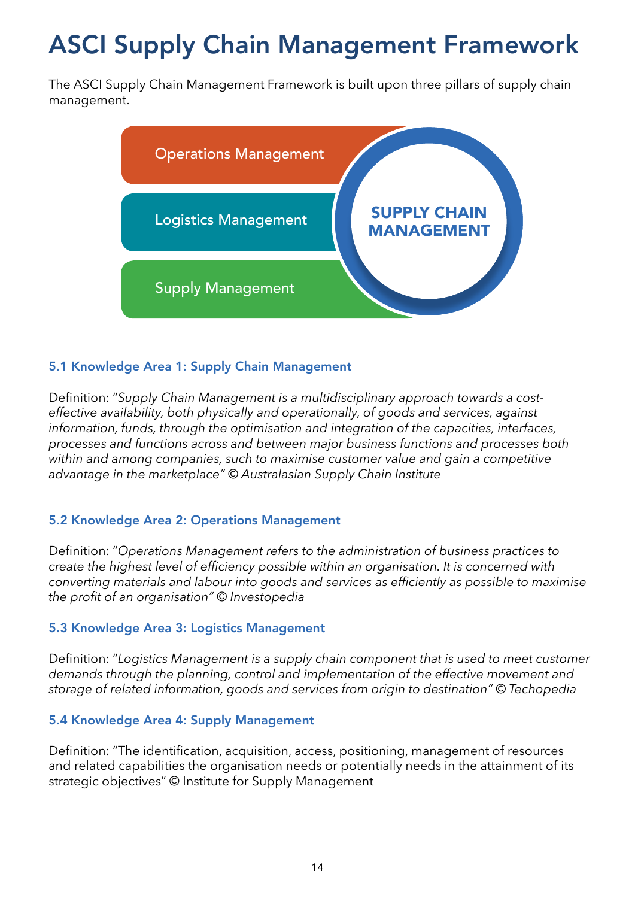# ASCI Supply Chain Management Framework

The ASCI Supply Chain Management Framework is built upon three pillars of supply chain management.

Operations Management

Logistics Management

Supply Management

SUPPLY CHAIN MANAGEMENT

### 5.1 Knowledge Area 1: Supply Chain Management

Definition: "*Supply Chain Management is a multidisciplinary approach towards a cost-effective availability, both physically and operationally, of goods and services, against information, funds, through the optimisation and integration of the capacities, interfaces, processes and functions across and between major business functions and processes both within and among companies, such to maximise customer value and gain a competitive advantage in the marketplace" © Australasian Supply Chain Institute*

### 5.2 Knowledge Area 2: Operations Management

Definition: "*Operations Management refers to the administration of business practices to create the highest level of efficiency possible within an organisation. It is concerned with converting materials and labour into goods and services as efficiently as possible to maximise the profit of an organisation" © Investopedia*

### 5.3 Knowledge Area 3: Logistics Management

Definition: "*Logistics Management is a supply chain component that is used to meet customer demands through the planning, control and implementation of the effective movement and storage of related information, goods and services from origin to destination" © Techopedia*

### 5.4 Knowledge Area 4: Supply Management

Definition: "The identification, acquisition, access, positioning, management of resources and related capabilities the organisation needs or potentially needs in the attainment of its strategic objectives" © Institute for Supply Management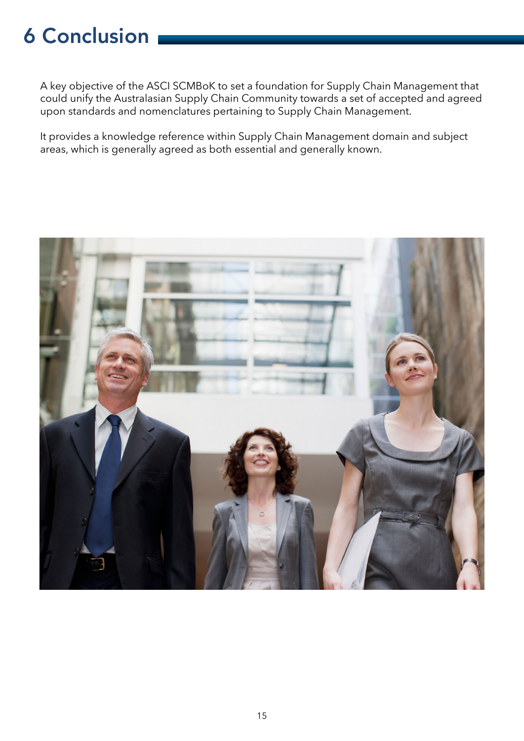# 6 Conclusion

A key objective of the ASCI SCMBoK to set a foundation for Supply Chain Management that could unify the Australasian Supply Chain Community towards a set of accepted and agreed upon standards and nomenclatures pertaining to Supply Chain Management.

It provides a knowledge reference within Supply Chain Management domain and subject areas, which is generally agreed as both essential and generally known.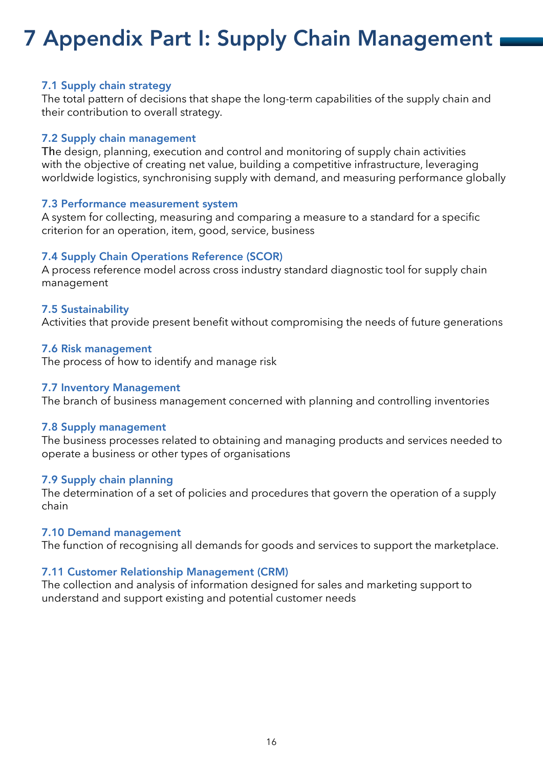# 7 Appendix Part I: Supply Chain Management

### 7.1 Supply chain strategy

The total pattern of decisions that shape the long-term capabilities of the supply chain and their contribution to overall strategy.

### 7.2 Supply chain management

The design, planning, execution and control and monitoring of supply chain activities with the objective of creating net value, building a competitive infrastructure, leveraging worldwide logistics, synchronising supply with demand, and measuring performance globally

### 7.3 Performance measurement system

A system for collecting, measuring and comparing a measure to a standard for a specific criterion for an operation, item, good, service, business

### 7.4 Supply Chain Operations Reference (SCOR)

A process reference model across cross industry standard diagnostic tool for supply chain management

### 7.5 Sustainability

Activities that provide present benefit without compromising the needs of future generations

### 7.6 Risk management

The process of how to identify and manage risk

### 7.7 Inventory Management

The branch of business management concerned with planning and controlling inventories

### 7.8 Supply management

The business processes related to obtaining and managing products and services needed to operate a business or other types of organisations

### 7.9 Supply chain planning

The determination of a set of policies and procedures that govern the operation of a supply chain

### 7.10 Demand management

The function of recognising all demands for goods and services to support the marketplace.

### 7.11 Customer Relationship Management (CRM)

The collection and analysis of information designed for sales and marketing support to understand and support existing and potential customer needs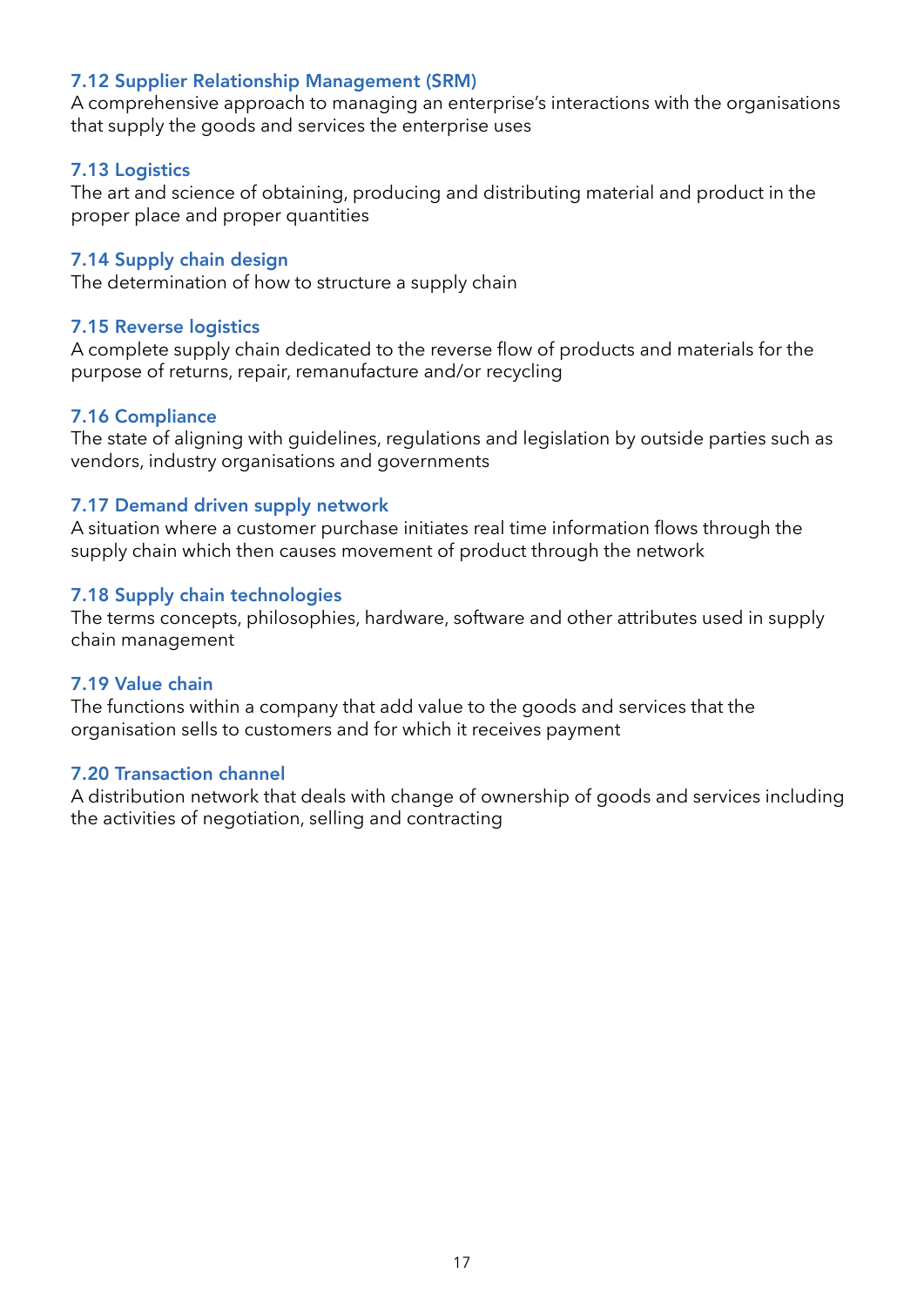### 7.12 Supplier Relationship Management (SRM)

A comprehensive approach to managing an enterprise's interactions with the organisations that supply the goods and services the enterprise uses

### 7.13 Logistics

The art and science of obtaining, producing and distributing material and product in the proper place and proper quantities

### 7.14 Supply chain design

The determination of how to structure a supply chain

### 7.15 Reverse logistics

A complete supply chain dedicated to the reverse flow of products and materials for the purpose of returns, repair, remanufacture and/or recycling

### 7.16 Compliance

The state of aligning with guidelines, regulations and legislation by outside parties such as vendors, industry organisations and governments

### 7.17 Demand driven supply network

A situation where a customer purchase initiates real time information flows through the supply chain which then causes movement of product through the network

### 7.18 Supply chain technologies

The terms concepts, philosophies, hardware, software and other attributes used in supply chain management

### 7.19 Value chain

The functions within a company that add value to the goods and services that the organisation sells to customers and for which it receives payment

### 7.20 Transaction channel

A distribution network that deals with change of ownership of goods and services including the activities of negotiation, selling and contracting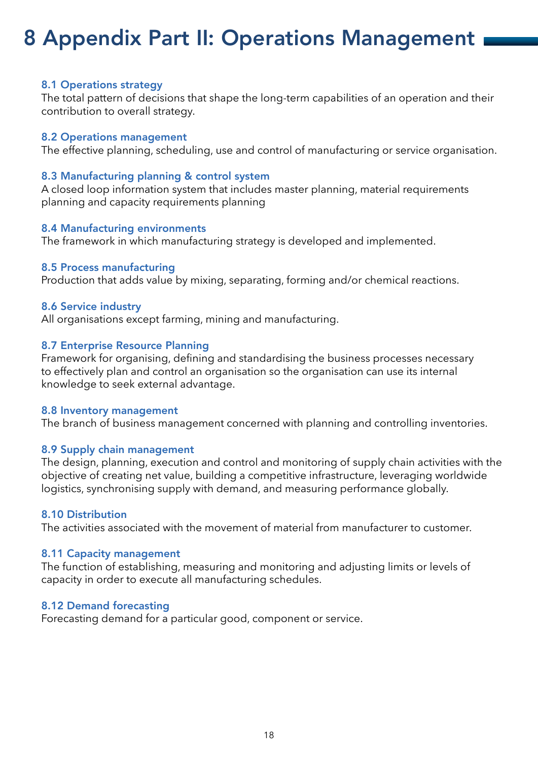# 8 Appendix Part II: Operations Management

### 8.1 Operations strategy

The total pattern of decisions that shape the long-term capabilities of an operation and their contribution to overall strategy.

### 8.2 Operations management

The effective planning, scheduling, use and control of manufacturing or service organisation.

### 8.3 Manufacturing planning & control system

A closed loop information system that includes master planning, material requirements planning and capacity requirements planning

### 8.4 Manufacturing environments

The framework in which manufacturing strategy is developed and implemented.

### 8.5 Process manufacturing

Production that adds value by mixing, separating, forming and/or chemical reactions.

### 8.6 Service industry

All organisations except farming, mining and manufacturing.

### 8.7 Enterprise Resource Planning

Framework for organising, defining and standardising the business processes necessary to effectively plan and control an organisation so the organisation can use its internal knowledge to seek external advantage.

### 8.8 Inventory management

The branch of business management concerned with planning and controlling inventories.

### 8.9 Supply chain management

The design, planning, execution and control and monitoring of supply chain activities with the objective of creating net value, building a competitive infrastructure, leveraging worldwide logistics, synchronising supply with demand, and measuring performance globally.

### 8.10 Distribution

The activities associated with the movement of material from manufacturer to customer.

### 8.11 Capacity management

The function of establishing, measuring and monitoring and adjusting limits or levels of capacity in order to execute all manufacturing schedules.

### 8.12 Demand forecasting

Forecasting demand for a particular good, component or service.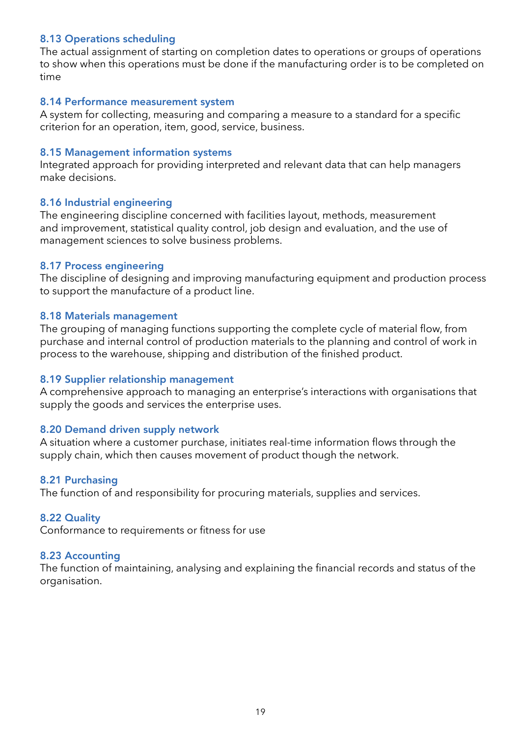### 8.13 Operations scheduling

The actual assignment of starting on completion dates to operations or groups of operations to show when this operations must be done if the manufacturing order is to be completed on time

### 8.14 Performance measurement system

A system for collecting, measuring and comparing a measure to a standard for a specific criterion for an operation, item, good, service, business.

### 8.15 Management information systems

Integrated approach for providing interpreted and relevant data that can help managers make decisions.

### 8.16 Industrial engineering

The engineering discipline concerned with facilities layout, methods, measurement and improvement, statistical quality control, job design and evaluation, and the use of management sciences to solve business problems.

### 8.17 Process engineering

The discipline of designing and improving manufacturing equipment and production process to support the manufacture of a product line.

### 8.18 Materials management

The grouping of managing functions supporting the complete cycle of material flow, from purchase and internal control of production materials to the planning and control of work in process to the warehouse, shipping and distribution of the finished product.

### 8.19 Supplier relationship management

A comprehensive approach to managing an enterprise's interactions with organisations that supply the goods and services the enterprise uses.

### 8.20 Demand driven supply network

A situation where a customer purchase, initiates real-time information flows through the supply chain, which then causes movement of product though the network.

### 8.21 Purchasing

The function of and responsibility for procuring materials, supplies and services.

### 8.22 Quality

Conformance to requirements or fitness for use

### 8.23 Accounting

The function of maintaining, analysing and explaining the financial records and status of the organisation.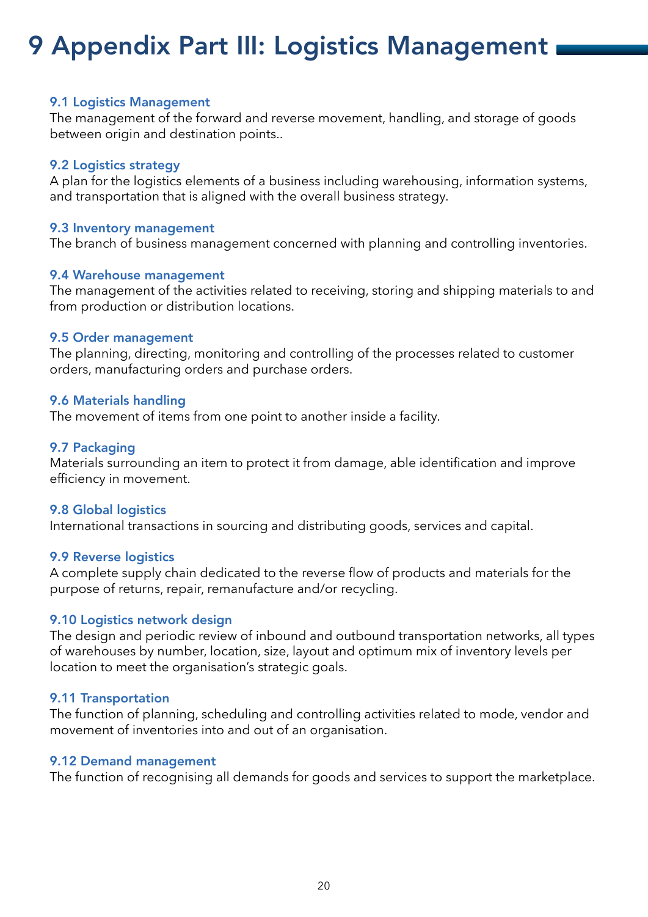# 9 Appendix Part III: Logistics Management

### 9.1 Logistics Management

The management of the forward and reverse movement, handling, and storage of goods between origin and destination points..

### 9.2 Logistics strategy

A plan for the logistics elements of a business including warehousing, information systems, and transportation that is aligned with the overall business strategy.

### 9.3 Inventory management

The branch of business management concerned with planning and controlling inventories.

### 9.4 Warehouse management

The management of the activities related to receiving, storing and shipping materials to and from production or distribution locations.

### 9.5 Order management

The planning, directing, monitoring and controlling of the processes related to customer orders, manufacturing orders and purchase orders.

### 9.6 Materials handling

The movement of items from one point to another inside a facility.

### 9.7 Packaging

Materials surrounding an item to protect it from damage, able identification and improve efficiency in movement.

### 9.8 Global logistics

International transactions in sourcing and distributing goods, services and capital.

### 9.9 Reverse logistics

A complete supply chain dedicated to the reverse flow of products and materials for the purpose of returns, repair, remanufacture and/or recycling.

### 9.10 Logistics network design

The design and periodic review of inbound and outbound transportation networks, all types of warehouses by number, location, size, layout and optimum mix of inventory levels per location to meet the organisation's strategic goals.

### 9.11 Transportation

The function of planning, scheduling and controlling activities related to mode, vendor and movement of inventories into and out of an organisation.

### 9.12 Demand management

The function of recognising all demands for goods and services to support the marketplace.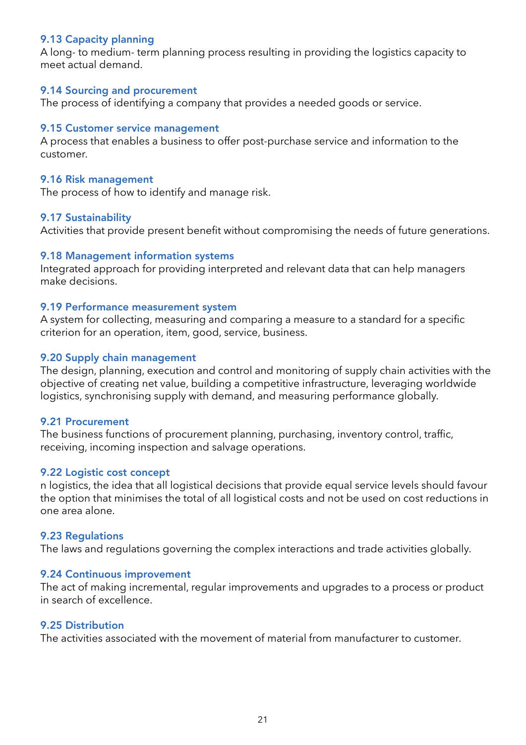### 9.13 Capacity planning

A long- to medium- term planning process resulting in providing the logistics capacity to meet actual demand.

### 9.14 Sourcing and procurement

The process of identifying a company that provides a needed goods or service.

### 9.15 Customer service management

A process that enables a business to offer post-purchase service and information to the customer.

### 9.16 Risk management

The process of how to identify and manage risk.

### 9.17 Sustainability

Activities that provide present benefit without compromising the needs of future generations.

### 9.18 Management information systems

Integrated approach for providing interpreted and relevant data that can help managers make decisions.

### 9.19 Performance measurement system

A system for collecting, measuring and comparing a measure to a standard for a specific criterion for an operation, item, good, service, business.

### 9.20 Supply chain management

The design, planning, execution and control and monitoring of supply chain activities with the objective of creating net value, building a competitive infrastructure, leveraging worldwide logistics, synchronising supply with demand, and measuring performance globally.

### 9.21 Procurement

The business functions of procurement planning, purchasing, inventory control, traffic, receiving, incoming inspection and salvage operations.

### 9.22 Logistic cost concept

n logistics, the idea that all logistical decisions that provide equal service levels should favour the option that minimises the total of all logistical costs and not be used on cost reductions in one area alone.

### 9.23 Regulations

The laws and regulations governing the complex interactions and trade activities globally.

### 9.24 Continuous improvement

The act of making incremental, regular improvements and upgrades to a process or product in search of excellence.

### 9.25 Distribution

The activities associated with the movement of material from manufacturer to customer.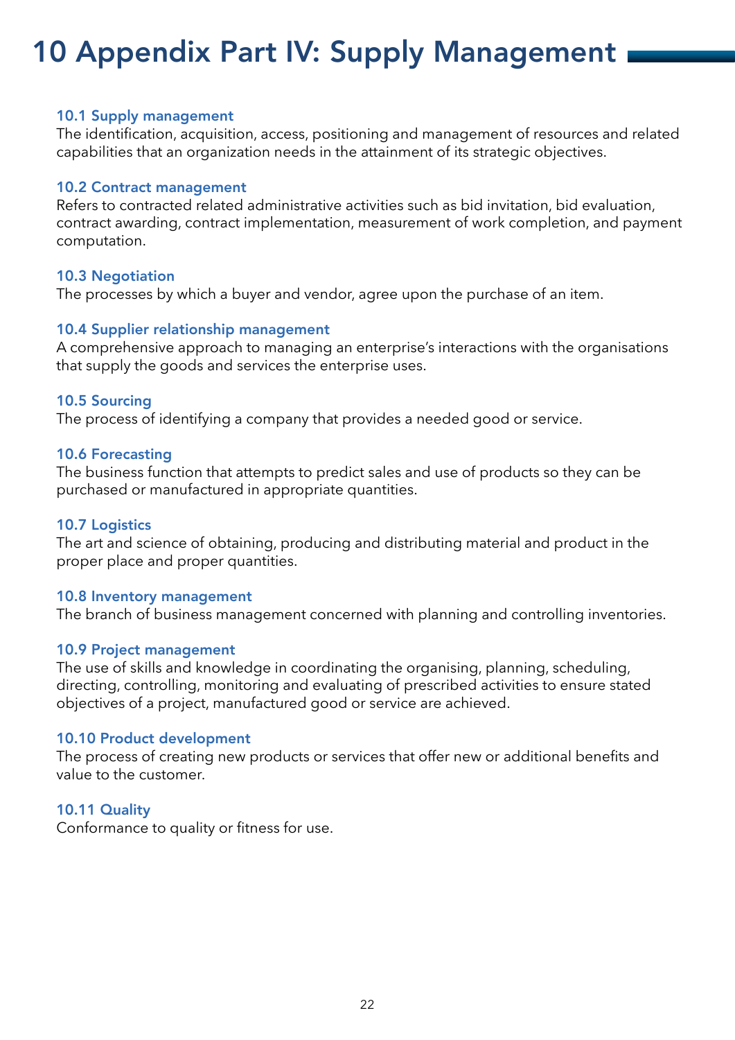# 10 Appendix Part IV: Supply Management

### 10.1 Supply management

The identification, acquisition, access, positioning and management of resources and related capabilities that an organization needs in the attainment of its strategic objectives.

### 10.2 Contract management

Refers to contracted related administrative activities such as bid invitation, bid evaluation, contract awarding, contract implementation, measurement of work completion, and payment computation.

### 10.3 Negotiation

The processes by which a buyer and vendor, agree upon the purchase of an item.

### 10.4 Supplier relationship management

A comprehensive approach to managing an enterprise's interactions with the organisations that supply the goods and services the enterprise uses.

### 10.5 Sourcing

The process of identifying a company that provides a needed good or service.

### 10.6 Forecasting

The business function that attempts to predict sales and use of products so they can be purchased or manufactured in appropriate quantities.

### 10.7 Logistics

The art and science of obtaining, producing and distributing material and product in the proper place and proper quantities.

### 10.8 Inventory management

The branch of business management concerned with planning and controlling inventories.

### 10.9 Project management

The use of skills and knowledge in coordinating the organising, planning, scheduling, directing, controlling, monitoring and evaluating of prescribed activities to ensure stated objectives of a project, manufactured good or service are achieved.

### 10.10 Product development

The process of creating new products or services that offer new or additional benefits and value to the customer.

### 10.11 Quality

Conformance to quality or fitness for use.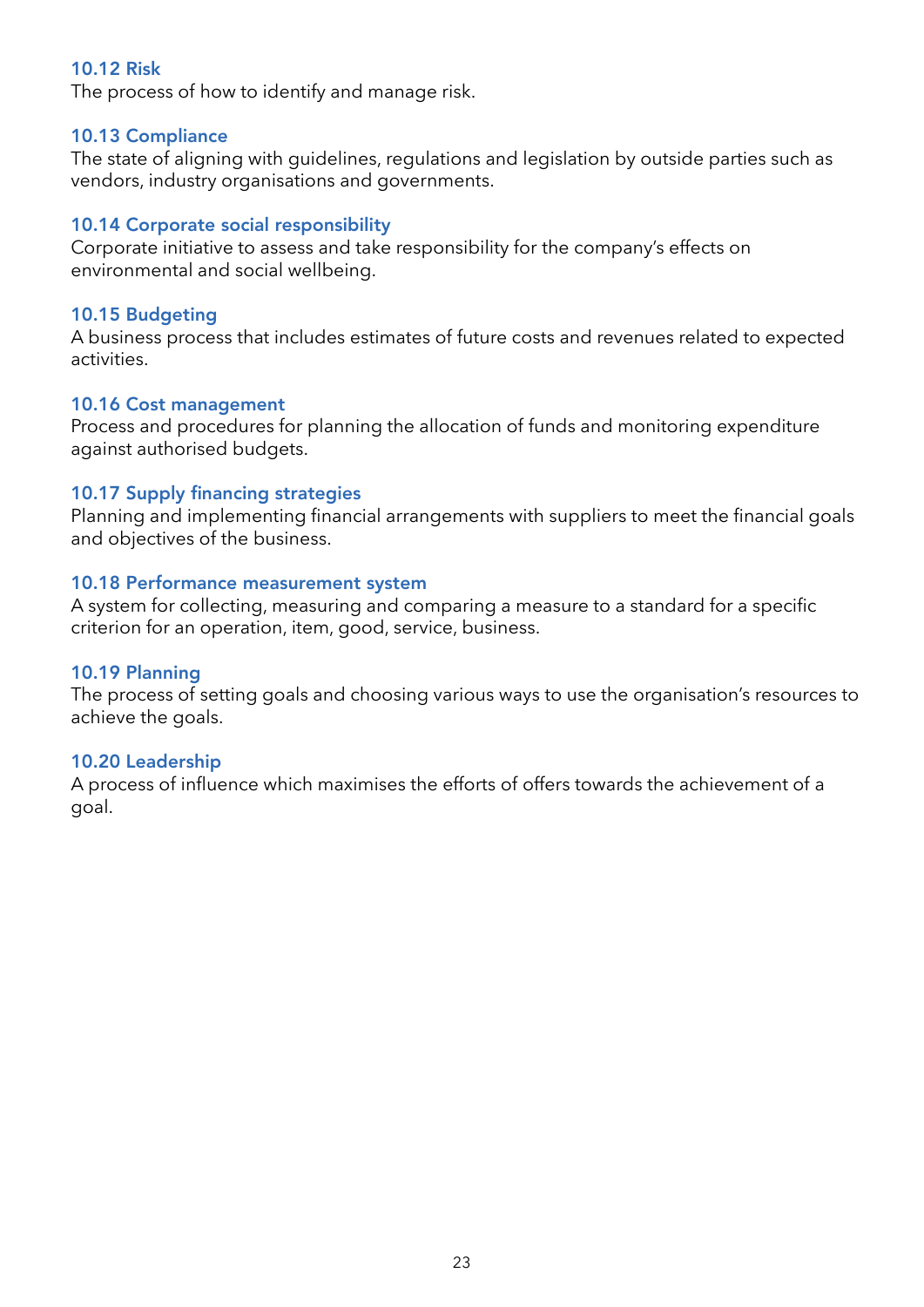### 10.12 Risk

The process of how to identify and manage risk.

### 10.13 Compliance

The state of aligning with guidelines, regulations and legislation by outside parties such as vendors, industry organisations and governments.

### 10.14 Corporate social responsibility

Corporate initiative to assess and take responsibility for the company's effects on environmental and social wellbeing.

### 10.15 Budgeting

A business process that includes estimates of future costs and revenues related to expected activities.

### 10.16 Cost management

Process and procedures for planning the allocation of funds and monitoring expenditure against authorised budgets.

### 10.17 Supply financing strategies

Planning and implementing financial arrangements with suppliers to meet the financial goals and objectives of the business.

### 10.18 Performance measurement system

A system for collecting, measuring and comparing a measure to a standard for a specific criterion for an operation, item, good, service, business.

### 10.19 Planning

The process of setting goals and choosing various ways to use the organisation's resources to achieve the goals.

### 10.20 Leadership

A process of influence which maximises the efforts of offers towards the achievement of a goal.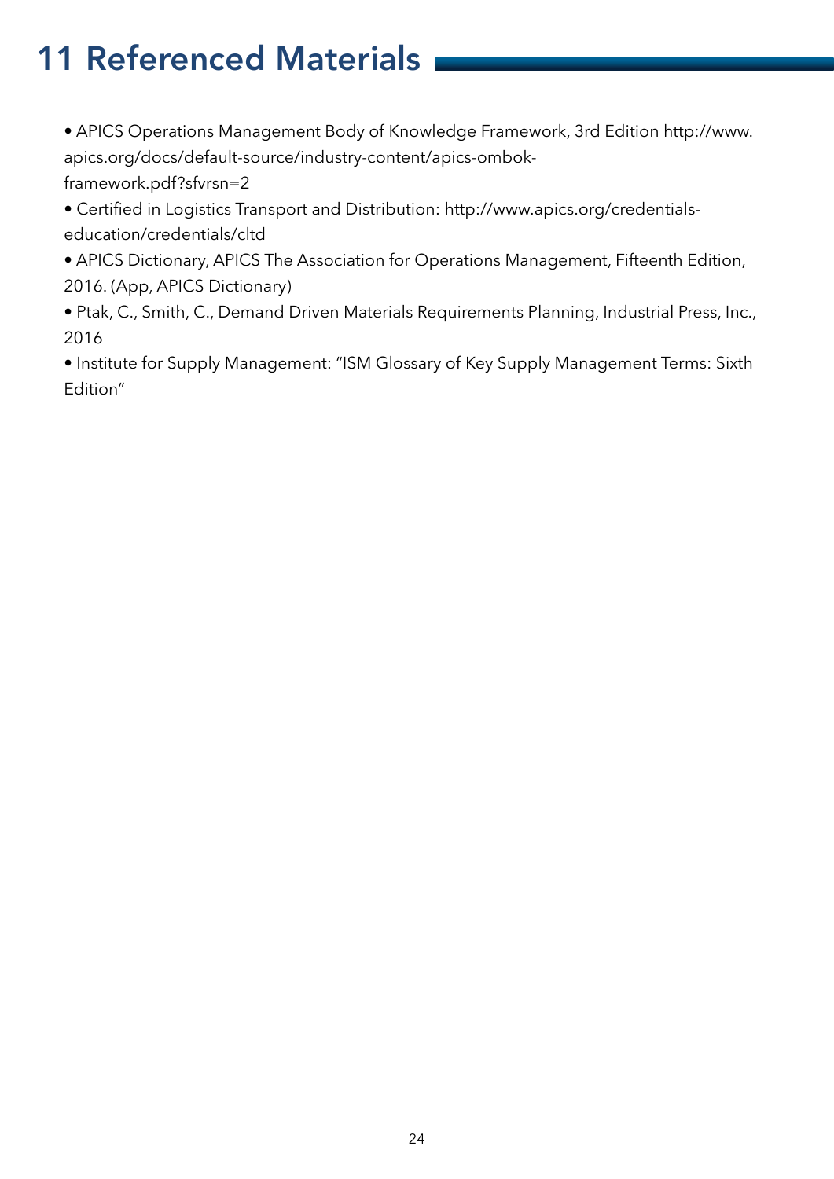# 11 Referenced Materials

- APICS Operations Management Body of Knowledge Framework, 3rd Edition http://www.apics.org/docs/default-source/industry-content/apics-ombok-framework.pdf?sfvrsn=2
- Certified in Logistics Transport and Distribution: http://www.apics.org/credentials-education/credentials/cltd
- APICS Dictionary, APICS The Association for Operations Management, Fifteenth Edition, 2016. (App, APICS Dictionary)
- Ptak, C., Smith, C., Demand Driven Materials Requirements Planning, Industrial Press, Inc., 2016
- Institute for Supply Management: "ISM Glossary of Key Supply Management Terms: Sixth Edition"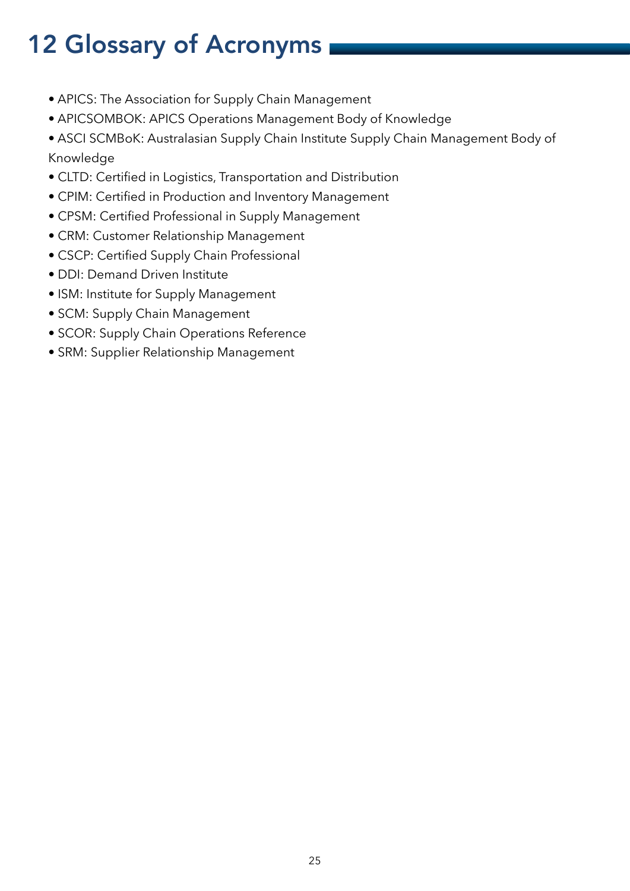# 12 Glossary of Acronyms

- APICS: The Association for Supply Chain Management
- APICSOMBOK: APICS Operations Management Body of Knowledge
- ASCI SCMBoK: Australasian Supply Chain Institute Supply Chain Management Body of Knowledge
- CLTD: Certified in Logistics, Transportation and Distribution
- CPIM: Certified in Production and Inventory Management
- CPSM: Certified Professional in Supply Management
- CRM: Customer Relationship Management
- CSCP: Certified Supply Chain Professional
- DDI: Demand Driven Institute
- ISM: Institute for Supply Management
- SCM: Supply Chain Management
- SCOR: Supply Chain Operations Reference
- SRM: Supplier Relationship Management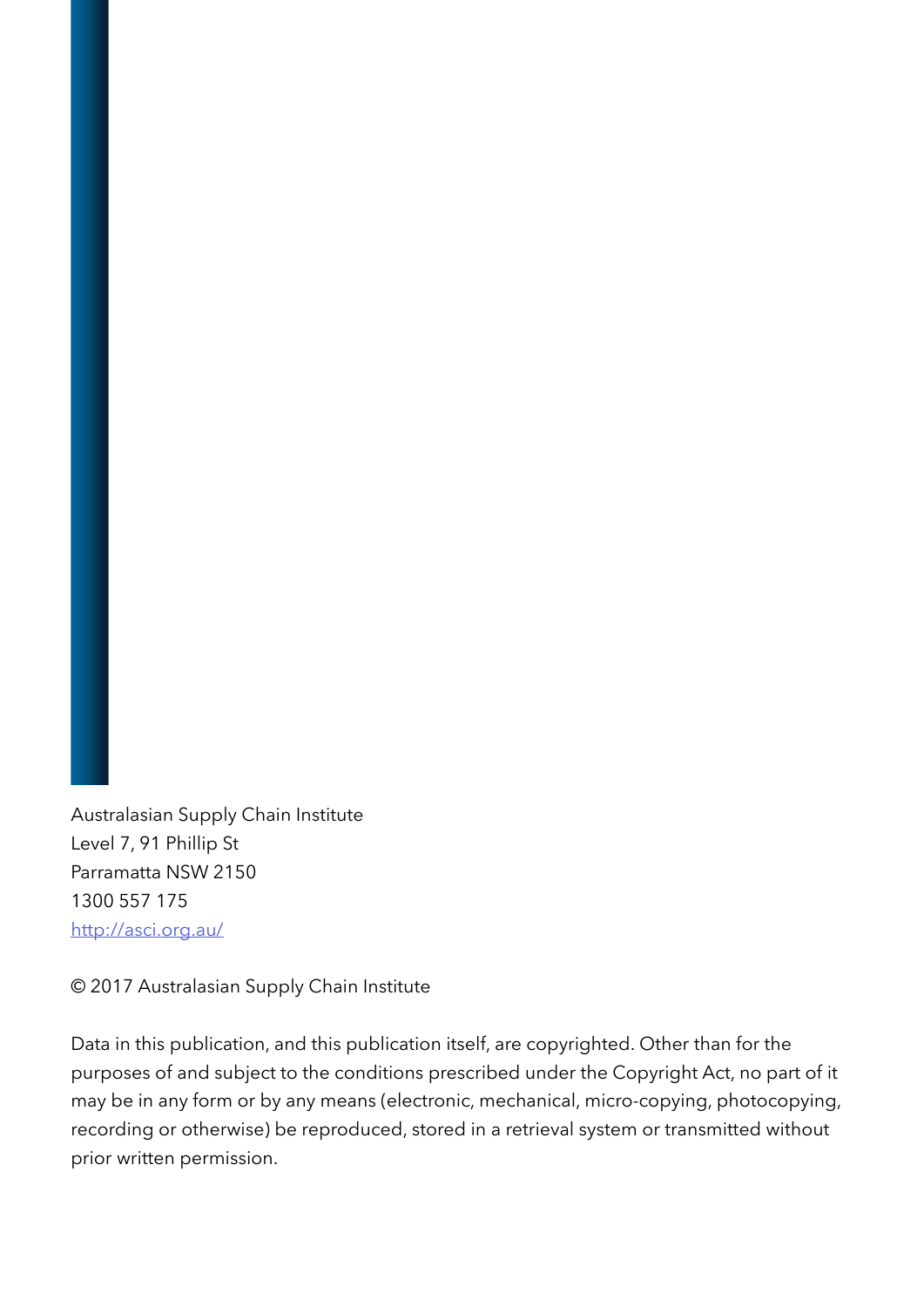Australasian Supply Chain Institute
Level 7, 91 Phillip St
Parramatta NSW 2150
1300 557 175
[http://asci.org.au/](http://asci.org.au/)

© 2017 Australasian Supply Chain Institute

Data in this publication, and this publication itself, are copyrighted. Other than for the purposes of and subject to the conditions prescribed under the Copyright Act, no part of it may be in any form or by any means (electronic, mechanical, micro-copying, photocopying, recording or otherwise) be reproduced, stored in a retrieval system or transmitted without prior written permission.